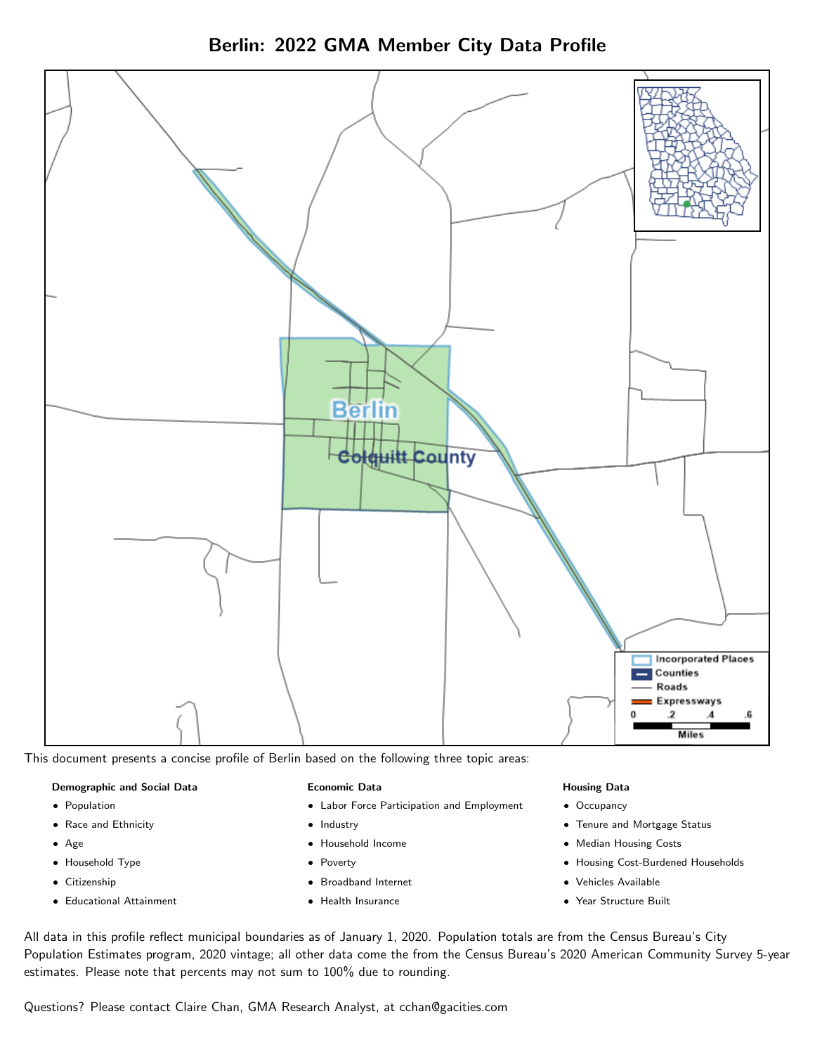# Berlin: 2022 GMA Member City Data Profile

This document presents a concise profile of Berlin based on the following three topic areas:

**Demographic and Social Data**

- Population
- Race and Ethnicity
- Age
- Household Type
- Citizenship
- Educational Attainment

**Economic Data**

- Labor Force Participation and Employment
- Industry
- Household Income
- Poverty
- Broadband Internet
- Health Insurance

**Housing Data**

- Occupancy
- Tenure and Mortgage Status
- Median Housing Costs
- Housing Cost-Burdened Households
- Vehicles Available
- Year Structure Built

All data in this profile reflect municipal boundaries as of January 1, 2020. Population totals are from the Census Bureau's City Population Estimates program, 2020 vintage; all other data come the from the Census Bureau's 2020 American Community Survey 5-year estimates. Please note that percents may not sum to 100% due to rounding.

Questions? Please contact Claire Chan, GMA Research Analyst, at cchan@gacities.com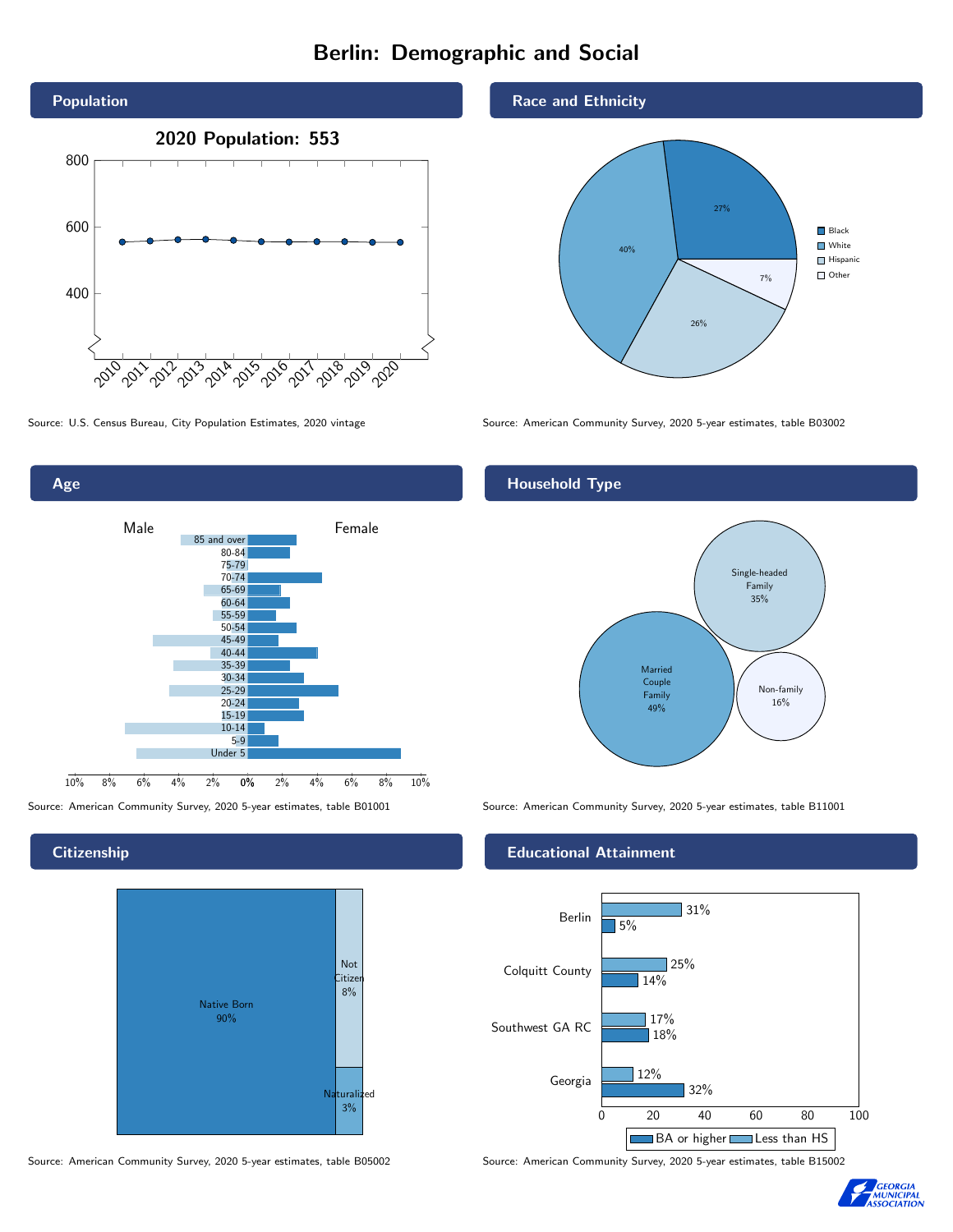# Berlin: Demographic and Social

## Population

2020 Population: 553

Source: U.S. Census Bureau, City Population Estimates, 2020 vintage

## Race and Ethnicity

| Race/Ethnicity | Percent |
|---|---|
| Black | 27% |
| White | 40% |
| Hispanic | 26% |
| Other | 7% |

Source: American Community Survey, 2020 5-year estimates, table B03002

## Age

Source: American Community Survey, 2020 5-year estimates, table B01001

## Household Type

| Household Type | Percent |
|---|---|
| Married Couple Family | 49% |
| Single-headed Family | 35% |
| Non-family | 16% |

Source: American Community Survey, 2020 5-year estimates, table B11001

## Citizenship

| Citizenship | Percent |
|---|---|
| Native Born | 90% |
| Not Citizen | 8% |
| Naturalized | 3% |

Source: American Community Survey, 2020 5-year estimates, table B05002

## Educational Attainment

| | Less than HS | BA or higher |
|---|---|---|
| Berlin | 31% | 5% |
| Colquitt County | 25% | 14% |
| Southwest GA RC | 17% | 18% |
| Georgia | 12% | 32% |

Source: American Community Survey, 2020 5-year estimates, table B15002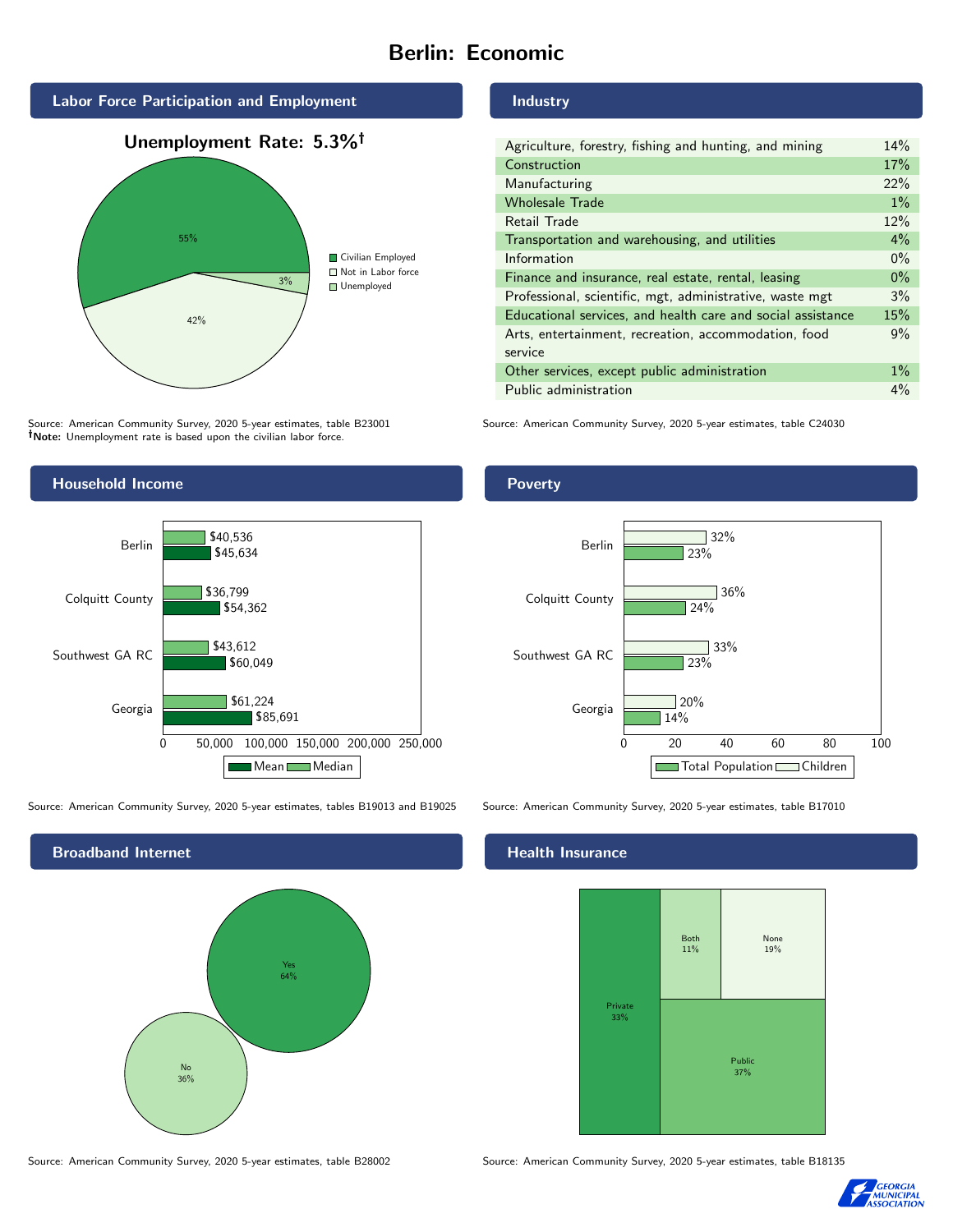# Berlin: Economic

## Labor Force Participation and Employment

**Unemployment Rate: 5.3%†**

| Category | Percent |
|---|---|
| Civilian Employed | 55% |
| Not in Labor force | 42% |
| Unemployed | 3% |

Source: American Community Survey, 2020 5-year estimates, table B23001
**†Note:** Unemployment rate is based upon the civilian labor force.

## Industry

| Industry | Percent |
|---|---|
| Agriculture, forestry, fishing and hunting, and mining | 14% |
| Construction | 17% |
| Manufacturing | 22% |
| Wholesale Trade | 1% |
| Retail Trade | 12% |
| Transportation and warehousing, and utilities | 4% |
| Information | 0% |
| Finance and insurance, real estate, rental, leasing | 0% |
| Professional, scientific, mgt, administrative, waste mgt | 3% |
| Educational services, and health care and social assistance | 15% |
| Arts, entertainment, recreation, accommodation, food service | 9% |
| Other services, except public administration | 1% |
| Public administration | 4% |

Source: American Community Survey, 2020 5-year estimates, table C24030

## Household Income

| | Median | Mean |
|---|---|---|
| Berlin | $40,536 | $45,634 |
| Colquitt County | $36,799 | $54,362 |
| Southwest GA RC | $43,612 | $60,049 |
| Georgia | $61,224 | $85,691 |

Source: American Community Survey, 2020 5-year estimates, tables B19013 and B19025

## Poverty

| | Children | Total Population |
|---|---|---|
| Berlin | 32% | 23% |
| Colquitt County | 36% | 24% |
| Southwest GA RC | 33% | 23% |
| Georgia | 20% | 14% |

Source: American Community Survey, 2020 5-year estimates, table B17010

## Broadband Internet

| Response | Percent |
|---|---|
| Yes | 64% |
| No | 36% |

Source: American Community Survey, 2020 5-year estimates, table B28002

## Health Insurance

| Type | Percent |
|---|---|
| Private | 33% |
| Both | 11% |
| None | 19% |
| Public | 37% |

Source: American Community Survey, 2020 5-year estimates, table B18135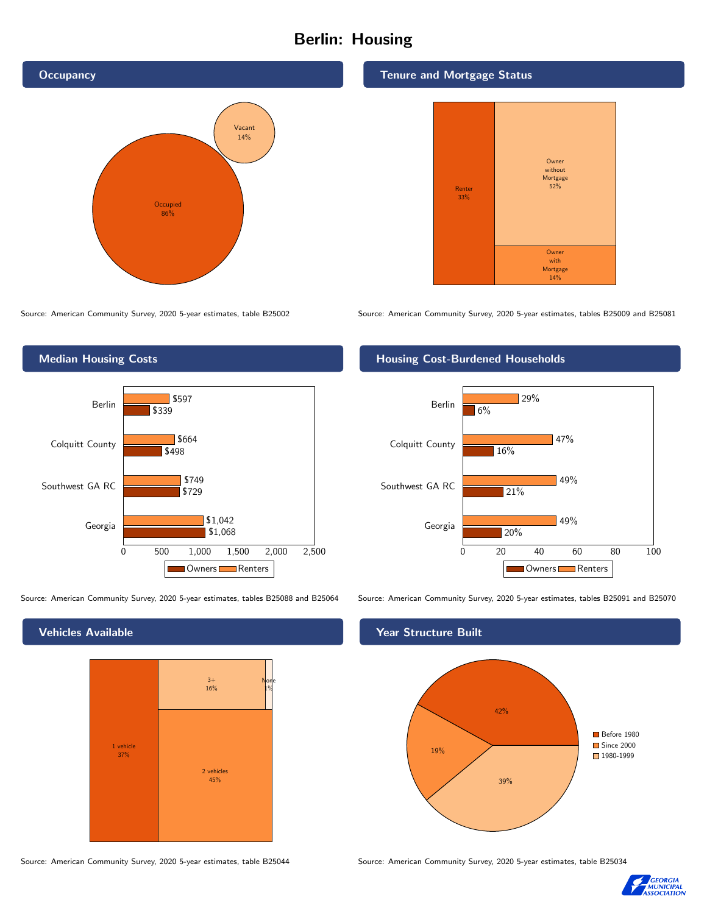# Berlin: Housing

## Occupancy

Vacant
14%

Occupied
86%

Source: American Community Survey, 2020 5-year estimates, table B25002

## Tenure and Mortgage Status

Renter
33%

Owner without Mortgage
52%

Owner with Mortgage
14%

Source: American Community Survey, 2020 5-year estimates, tables B25009 and B25081

## Median Housing Costs

Berlin: $597, $339

Colquitt County: $664, $498

Southwest GA RC: $749, $729

Georgia: $1,042, $1,068

0, 500, 1,000, 1,500, 2,000, 2,500

Owners, Renters

Source: American Community Survey, 2020 5-year estimates, tables B25088 and B25064

## Housing Cost-Burdened Households

Berlin: 29%, 6%

Colquitt County: 47%, 16%

Southwest GA RC: 49%, 21%

Georgia: 49%, 20%

0, 20, 40, 60, 80, 100

Owners, Renters

Source: American Community Survey, 2020 5-year estimates, tables B25091 and B25070

## Vehicles Available

1 vehicle
37%

3+
16%

None
1%

2 vehicles
45%

Source: American Community Survey, 2020 5-year estimates, table B25044

## Year Structure Built

42%

19%

39%

Before 1980

Since 2000

1980-1999

Source: American Community Survey, 2020 5-year estimates, table B25034